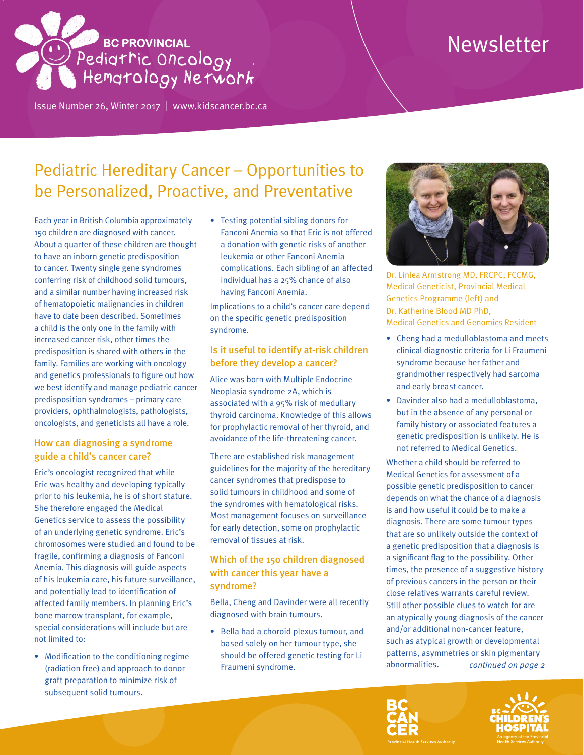# BC PROVINCIAL Pediatric Oncology Hematology Network

# Newsletter

Issue Number 26, Winter 2017 | www.kidscancer.bc.ca

## Pediatric Hereditary Cancer – Opportunities to be Personalized, Proactive, and Preventative

Each year in British Columbia approximately 150 children are diagnosed with cancer. About a quarter of these children are thought to have an inborn genetic predisposition to cancer. Twenty single gene syndromes conferring risk of childhood solid tumours, and a similar number having increased risk of hematopoietic malignancies in children have to date been described. Sometimes a child is the only one in the family with increased cancer risk, other times the predisposition is shared with others in the family. Families are working with oncology and genetics professionals to figure out how we best identify and manage pediatric cancer predisposition syndromes – primary care providers, ophthalmologists, pathologists, oncologists, and geneticists all have a role.

### How can diagnosing a syndrome guide a child's cancer care?

Eric's oncologist recognized that while Eric was healthy and developing typically prior to his leukemia, he is of short stature. She therefore engaged the Medical Genetics service to assess the possibility of an underlying genetic syndrome. Eric's chromosomes were studied and found to be fragile, confirming a diagnosis of Fanconi Anemia. This diagnosis will guide aspects of his leukemia care, his future surveillance, and potentially lead to identification of affected family members. In planning Eric's bone marrow transplant, for example, special considerations will include but are not limited to:

- Modification to the conditioning regime (radiation free) and approach to donor graft preparation to minimize risk of subsequent solid tumours.
- Testing potential sibling donors for Fanconi Anemia so that Eric is not offered a donation with genetic risks of another leukemia or other Fanconi Anemia complications. Each sibling of an affected individual has a 25% chance of also having Fanconi Anemia.

Implications to a child's cancer care depend on the specific genetic predisposition syndrome.

### Is it useful to identify at-risk children before they develop a cancer?

Alice was born with Multiple Endocrine Neoplasia syndrome 2A, which is associated with a 95% risk of medullary thyroid carcinoma. Knowledge of this allows for prophylactic removal of her thyroid, and avoidance of the life-threatening cancer.

There are established risk management guidelines for the majority of the hereditary cancer syndromes that predispose to solid tumours in childhood and some of the syndromes with hematological risks. Most management focuses on surveillance for early detection, some on prophylactic removal of tissues at risk.

### Which of the 150 children diagnosed with cancer this year have a syndrome?

Bella, Cheng and Davinder were all recently diagnosed with brain tumours.

- Bella had a choroid plexus tumour, and based solely on her tumour type, she should be offered genetic testing for Li Fraumeni syndrome.
- Cheng had a medulloblastoma and meets clinical diagnostic criteria for Li Fraumeni syndrome because her father and grandmother respectively had sarcoma and early breast cancer.
- Davinder also had a medulloblastoma, but in the absence of any personal or family history or associated features a genetic predisposition is unlikely. He is not referred to Medical Genetics.

Dr. Linlea Armstrong MD, FRCPC, FCCMG, Medical Geneticist, Provincial Medical Genetics Programme (left) and Dr. Katherine Blood MD PhD, Medical Genetics and Genomics Resident

Whether a child should be referred to Medical Genetics for assessment of a possible genetic predisposition to cancer depends on what the chance of a diagnosis is and how useful it could be to make a diagnosis. There are some tumour types that are so unlikely outside the context of a genetic predisposition that a diagnosis is a significant flag to the possibility. Other times, the presence of a suggestive history of previous cancers in the person or their close relatives warrants careful review. Still other possible clues to watch for are an atypically young diagnosis of the cancer and/or additional non-cancer feature, such as atypical growth or developmental patterns, asymmetries or skin pigmentary abnormalities. *continued on page 2*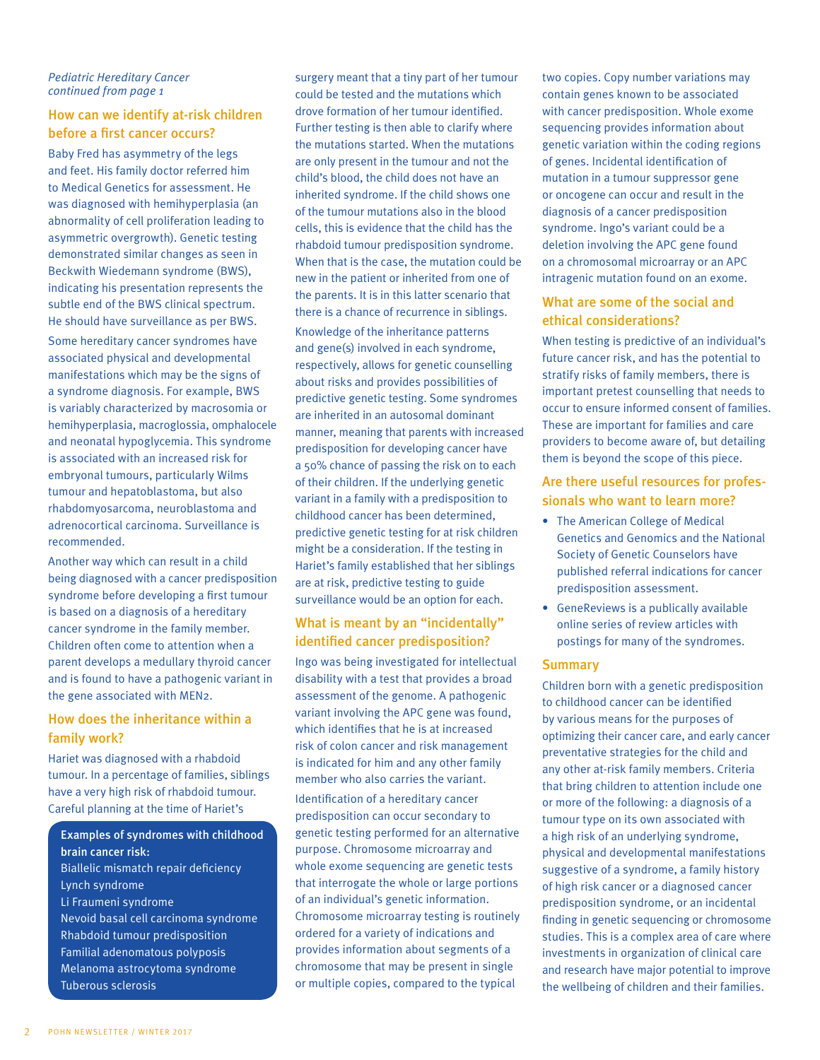*Pediatric Hereditary Cancer continued from page 1*

## How can we identify at-risk children before a first cancer occurs?

Baby Fred has asymmetry of the legs and feet. His family doctor referred him to Medical Genetics for assessment. He was diagnosed with hemihyperplasia (an abnormality of cell proliferation leading to asymmetric overgrowth). Genetic testing demonstrated similar changes as seen in Beckwith Wiedemann syndrome (BWS), indicating his presentation represents the subtle end of the BWS clinical spectrum. He should have surveillance as per BWS.

Some hereditary cancer syndromes have associated physical and developmental manifestations which may be the signs of a syndrome diagnosis. For example, BWS is variably characterized by macrosomia or hemihyperplasia, macroglossia, omphalocele and neonatal hypoglycemia. This syndrome is associated with an increased risk for embryonal tumours, particularly Wilms tumour and hepatoblastoma, but also rhabdomyosarcoma, neuroblastoma and adrenocortical carcinoma. Surveillance is recommended.

Another way which can result in a child being diagnosed with a cancer predisposition syndrome before developing a first tumour is based on a diagnosis of a hereditary cancer syndrome in the family member. Children often come to attention when a parent develops a medullary thyroid cancer and is found to have a pathogenic variant in the gene associated with MEN2.

## How does the inheritance within a family work?

Hariet was diagnosed with a rhabdoid tumour. In a percentage of families, siblings have a very high risk of rhabdoid tumour. Careful planning at the time of Hariet's surgery meant that a tiny part of her tumour could be tested and the mutations which drove formation of her tumour identified. Further testing is then able to clarify where the mutations started. When the mutations are only present in the tumour and not the child's blood, the child does not have an inherited syndrome. If the child shows one of the tumour mutations also in the blood cells, this is evidence that the child has the rhabdoid tumour predisposition syndrome. When that is the case, the mutation could be new in the patient or inherited from one of the parents. It is in this latter scenario that there is a chance of recurrence in siblings.

Knowledge of the inheritance patterns and gene(s) involved in each syndrome, respectively, allows for genetic counselling about risks and provides possibilities of predictive genetic testing. Some syndromes are inherited in an autosomal dominant manner, meaning that parents with increased predisposition for developing cancer have a 50% chance of passing the risk on to each of their children. If the underlying genetic variant in a family with a predisposition to childhood cancer has been determined, predictive genetic testing for at risk children might be a consideration. If the testing in Hariet's family established that her siblings are at risk, predictive testing to guide surveillance would be an option for each.

**Examples of syndromes with childhood brain cancer risk:**

- Biallelic mismatch repair deficiency
- Lynch syndrome
- Li Fraumeni syndrome
- Nevoid basal cell carcinoma syndrome
- Rhabdoid tumour predisposition
- Familial adenomatous polyposis
- Melanoma astrocytoma syndrome
- Tuberous sclerosis

## What is meant by an "incidentally" identified cancer predisposition?

Ingo was being investigated for intellectual disability with a test that provides a broad assessment of the genome. A pathogenic variant involving the APC gene was found, which identifies that he is at increased risk of colon cancer and risk management is indicated for him and any other family member who also carries the variant.

Identification of a hereditary cancer predisposition can occur secondary to genetic testing performed for an alternative purpose. Chromosome microarray and whole exome sequencing are genetic tests that interrogate the whole or large portions of an individual's genetic information. Chromosome microarray testing is routinely ordered for a variety of indications and provides information about segments of a chromosome that may be present in single or multiple copies, compared to the typical two copies. Copy number variations may contain genes known to be associated with cancer predisposition. Whole exome sequencing provides information about genetic variation within the coding regions of genes. Incidental identification of mutation in a tumour suppressor gene or oncogene can occur and result in the diagnosis of a cancer predisposition syndrome. Ingo's variant could be a deletion involving the APC gene found on a chromosomal microarray or an APC intragenic mutation found on an exome.

## What are some of the social and ethical considerations?

When testing is predictive of an individual's future cancer risk, and has the potential to stratify risks of family members, there is important pretest counselling that needs to occur to ensure informed consent of families. These are important for families and care providers to become aware of, but detailing them is beyond the scope of this piece.

## Are there useful resources for professionals who want to learn more?

- The American College of Medical Genetics and Genomics and the National Society of Genetic Counselors have published referral indications for cancer predisposition assessment.
- GeneReviews is a publically available online series of review articles with postings for many of the syndromes.

## Summary

Children born with a genetic predisposition to childhood cancer can be identified by various means for the purposes of optimizing their cancer care, and early cancer preventative strategies for the child and any other at-risk family members. Criteria that bring children to attention include one or more of the following: a diagnosis of a tumour type on its own associated with a high risk of an underlying syndrome, physical and developmental manifestations suggestive of a syndrome, a family history of high risk cancer or a diagnosed cancer predisposition syndrome, or an incidental finding in genetic sequencing or chromosome studies. This is a complex area of care where investments in organization of clinical care and research have major potential to improve the wellbeing of children and their families.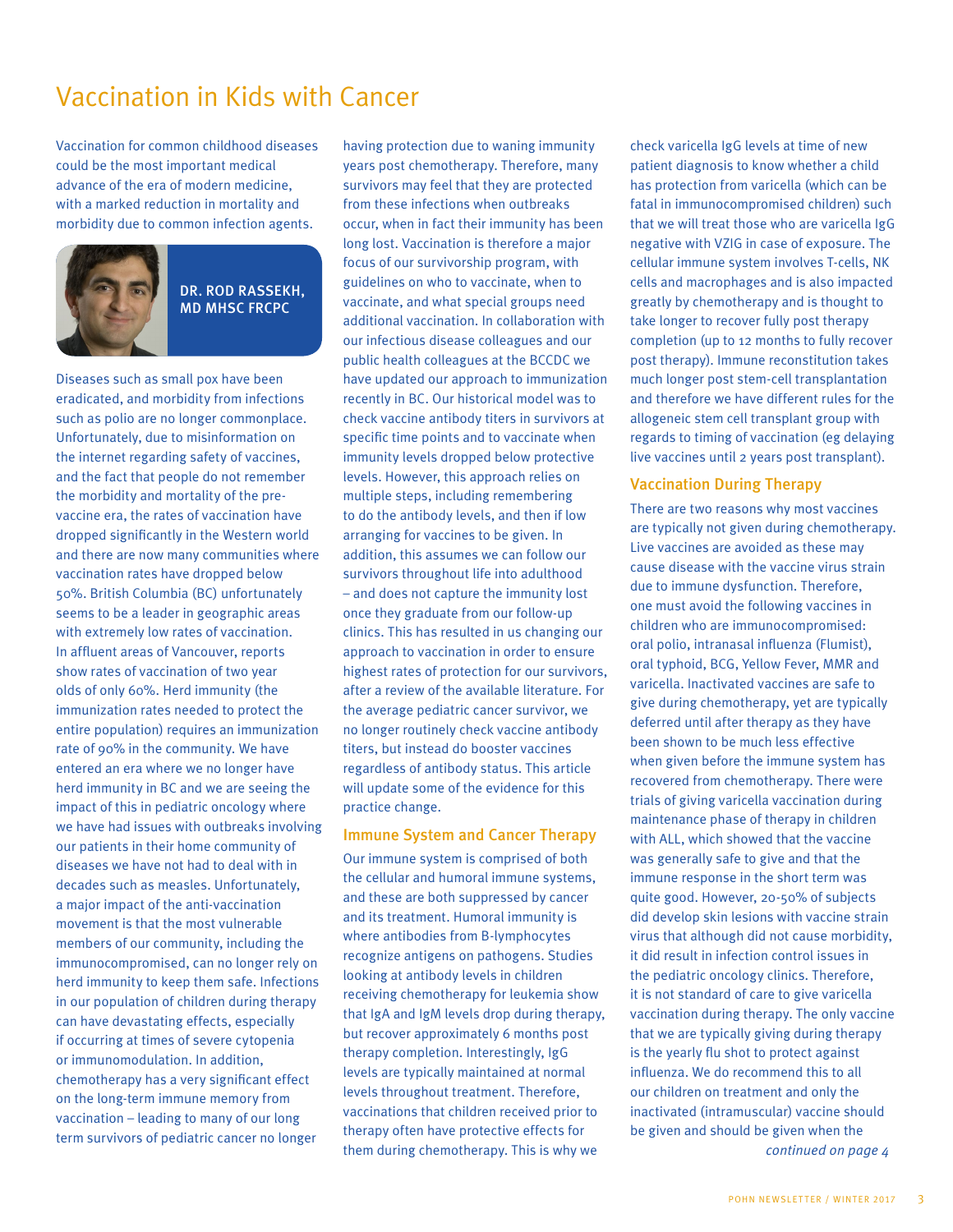# Vaccination in Kids with Cancer

Vaccination for common childhood diseases could be the most important medical advance of the era of modern medicine, with a marked reduction in mortality and morbidity due to common infection agents.

**DR. ROD RASSEKH, MD MHSC FRCPC**

Diseases such as small pox have been eradicated, and morbidity from infections such as polio are no longer commonplace. Unfortunately, due to misinformation on the internet regarding safety of vaccines, and the fact that people do not remember the morbidity and mortality of the pre-vaccine era, the rates of vaccination have dropped significantly in the Western world and there are now many communities where vaccination rates have dropped below 50%. British Columbia (BC) unfortunately seems to be a leader in geographic areas with extremely low rates of vaccination. In affluent areas of Vancouver, reports show rates of vaccination of two year olds of only 60%. Herd immunity (the immunization rates needed to protect the entire population) requires an immunization rate of 90% in the community. We have entered an era where we no longer have herd immunity in BC and we are seeing the impact of this in pediatric oncology where we have had issues with outbreaks involving our patients in their home community of diseases we have not had to deal with in decades such as measles. Unfortunately, a major impact of the anti-vaccination movement is that the most vulnerable members of our community, including the immunocompromised, can no longer rely on herd immunity to keep them safe. Infections in our population of children during therapy can have devastating effects, especially if occurring at times of severe cytopenia or immunomodulation. In addition, chemotherapy has a very significant effect on the long-term immune memory from vaccination – leading to many of our long term survivors of pediatric cancer no longer having protection due to waning immunity years post chemotherapy. Therefore, many survivors may feel that they are protected from these infections when outbreaks occur, when in fact their immunity has been long lost. Vaccination is therefore a major focus of our survivorship program, with guidelines on who to vaccinate, when to vaccinate, and what special groups need additional vaccination. In collaboration with our infectious disease colleagues and our public health colleagues at the BCCDC we have updated our approach to immunization recently in BC. Our historical model was to check vaccine antibody titers in survivors at specific time points and to vaccinate when immunity levels dropped below protective levels. However, this approach relies on multiple steps, including remembering to do the antibody levels, and then if low arranging for vaccines to be given. In addition, this assumes we can follow our survivors throughout life into adulthood – and does not capture the immunity lost once they graduate from our follow-up clinics. This has resulted in us changing our approach to vaccination in order to ensure highest rates of protection for our survivors, after a review of the available literature. For the average pediatric cancer survivor, we no longer routinely check vaccine antibody titers, but instead do booster vaccines regardless of antibody status. This article will update some of the evidence for this practice change.

## Immune System and Cancer Therapy

Our immune system is comprised of both the cellular and humoral immune systems, and these are both suppressed by cancer and its treatment. Humoral immunity is where antibodies from B-lymphocytes recognize antigens on pathogens. Studies looking at antibody levels in children receiving chemotherapy for leukemia show that IgA and IgM levels drop during therapy, but recover approximately 6 months post therapy completion. Interestingly, IgG levels are typically maintained at normal levels throughout treatment. Therefore, vaccinations that children received prior to therapy often have protective effects for them during chemotherapy. This is why we check varicella IgG levels at time of new patient diagnosis to know whether a child has protection from varicella (which can be fatal in immunocompromised children) such that we will treat those who are varicella IgG negative with VZIG in case of exposure. The cellular immune system involves T-cells, NK cells and macrophages and is also impacted greatly by chemotherapy and is thought to take longer to recover fully post therapy completion (up to 12 months to fully recover post therapy). Immune reconstitution takes much longer post stem-cell transplantation and therefore we have different rules for the allogeneic stem cell transplant group with regards to timing of vaccination (eg delaying live vaccines until 2 years post transplant).

## Vaccination During Therapy

There are two reasons why most vaccines are typically not given during chemotherapy. Live vaccines are avoided as these may cause disease with the vaccine virus strain due to immune dysfunction. Therefore, one must avoid the following vaccines in children who are immunocompromised: oral polio, intranasal influenza (Flumist), oral typhoid, BCG, Yellow Fever, MMR and varicella. Inactivated vaccines are safe to give during chemotherapy, yet are typically deferred until after therapy as they have been shown to be much less effective when given before the immune system has recovered from chemotherapy. There were trials of giving varicella vaccination during maintenance phase of therapy in children with ALL, which showed that the vaccine was generally safe to give and that the immune response in the short term was quite good. However, 20-50% of subjects did develop skin lesions with vaccine strain virus that although did not cause morbidity, it did result in infection control issues in the pediatric oncology clinics. Therefore, it is not standard of care to give varicella vaccination during therapy. The only vaccine that we are typically giving during therapy is the yearly flu shot to protect against influenza. We do recommend this to all our children on treatment and only the inactivated (intramuscular) vaccine should be given and should be given when the

*continued on page 4*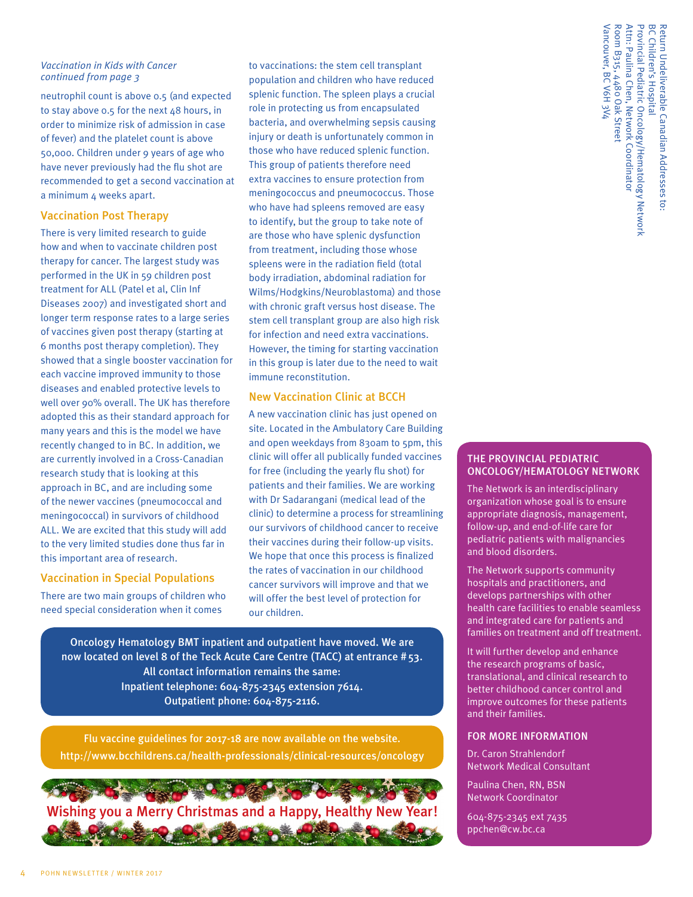*Vaccination in Kids with Cancer continued from page 3*

neutrophil count is above 0.5 (and expected to stay above 0.5 for the next 48 hours, in order to minimize risk of admission in case of fever) and the platelet count is above 50,000. Children under 9 years of age who have never previously had the flu shot are recommended to get a second vaccination at a minimum 4 weeks apart.

## Vaccination Post Therapy

There is very limited research to guide how and when to vaccinate children post therapy for cancer. The largest study was performed in the UK in 59 children post treatment for ALL (Patel et al, Clin Inf Diseases 2007) and investigated short and longer term response rates to a large series of vaccines given post therapy (starting at 6 months post therapy completion). They showed that a single booster vaccination for each vaccine improved immunity to those diseases and enabled protective levels to well over 90% overall. The UK has therefore adopted this as their standard approach for many years and this is the model we have recently changed to in BC. In addition, we are currently involved in a Cross-Canadian research study that is looking at this approach in BC, and are including some of the newer vaccines (pneumococcal and meningococcal) in survivors of childhood ALL. We are excited that this study will add to the very limited studies done thus far in this important area of research.

## Vaccination in Special Populations

There are two main groups of children who need special consideration when it comes to vaccinations: the stem cell transplant population and children who have reduced splenic function. The spleen plays a crucial role in protecting us from encapsulated bacteria, and overwhelming sepsis causing injury or death is unfortunately common in those who have reduced splenic function. This group of patients therefore need extra vaccines to ensure protection from meningococcus and pneumococcus. Those who have had spleens removed are easy to identify, but the group to take note of are those who have splenic dysfunction from treatment, including those whose spleens were in the radiation field (total body irradiation, abdominal radiation for Wilms/Hodgkins/Neuroblastoma) and those with chronic graft versus host disease. The stem cell transplant group are also high risk for infection and need extra vaccinations. However, the timing for starting vaccination in this group is later due to the need to wait immune reconstitution.

## New Vaccination Clinic at BCCH

A new vaccination clinic has just opened on site. Located in the Ambulatory Care Building and open weekdays from 830am to 5pm, this clinic will offer all publically funded vaccines for free (including the yearly flu shot) for patients and their families. We are working with Dr Sadarangani (medical lead of the clinic) to determine a process for streamlining our survivors of childhood cancer to receive their vaccines during their follow-up visits. We hope that once this process is finalized the rates of vaccination in our childhood cancer survivors will improve and that we will offer the best level of protection for our children.

**Oncology Hematology BMT inpatient and outpatient have moved. We are now located on level 8 of the Teck Acute Care Centre (TACC) at entrance #53. All contact information remains the same:**
**Inpatient telephone: 604-875-2345 extension 7614.**
**Outpatient phone: 604-875-2116.**

**Flu vaccine guidelines for 2017-18 are now available on the website.**
**http://www.bcchildrens.ca/health-professionals/clinical-resources/oncology**

Wishing you a Merry Christmas and a Happy, Healthy New Year!

Return Undeliverable Canadian Addresses to:
BC Children's Hospital
Provincial Pediatric Oncology/Hematology Network
Attn: Paulina Chen, Network Coordinator
Room B315, 4480 Oak Street
Vancouver, BC V6H 3V4

## THE PROVINCIAL PEDIATRIC ONCOLOGY/HEMATOLOGY NETWORK

The Network is an interdisciplinary organization whose goal is to ensure appropriate diagnosis, management, follow-up, and end-of-life care for pediatric patients with malignancies and blood disorders.

The Network supports community hospitals and practitioners, and develops partnerships with other health care facilities to enable seamless and integrated care for patients and families on treatment and off treatment.

It will further develop and enhance the research programs of basic, translational, and clinical research to better childhood cancer control and improve outcomes for these patients and their families.

### FOR MORE INFORMATION

Dr. Caron Strahlendorf
Network Medical Consultant

Paulina Chen, RN, BSN
Network Coordinator

604-875-2345 ext 7435
ppchen@cw.bc.ca